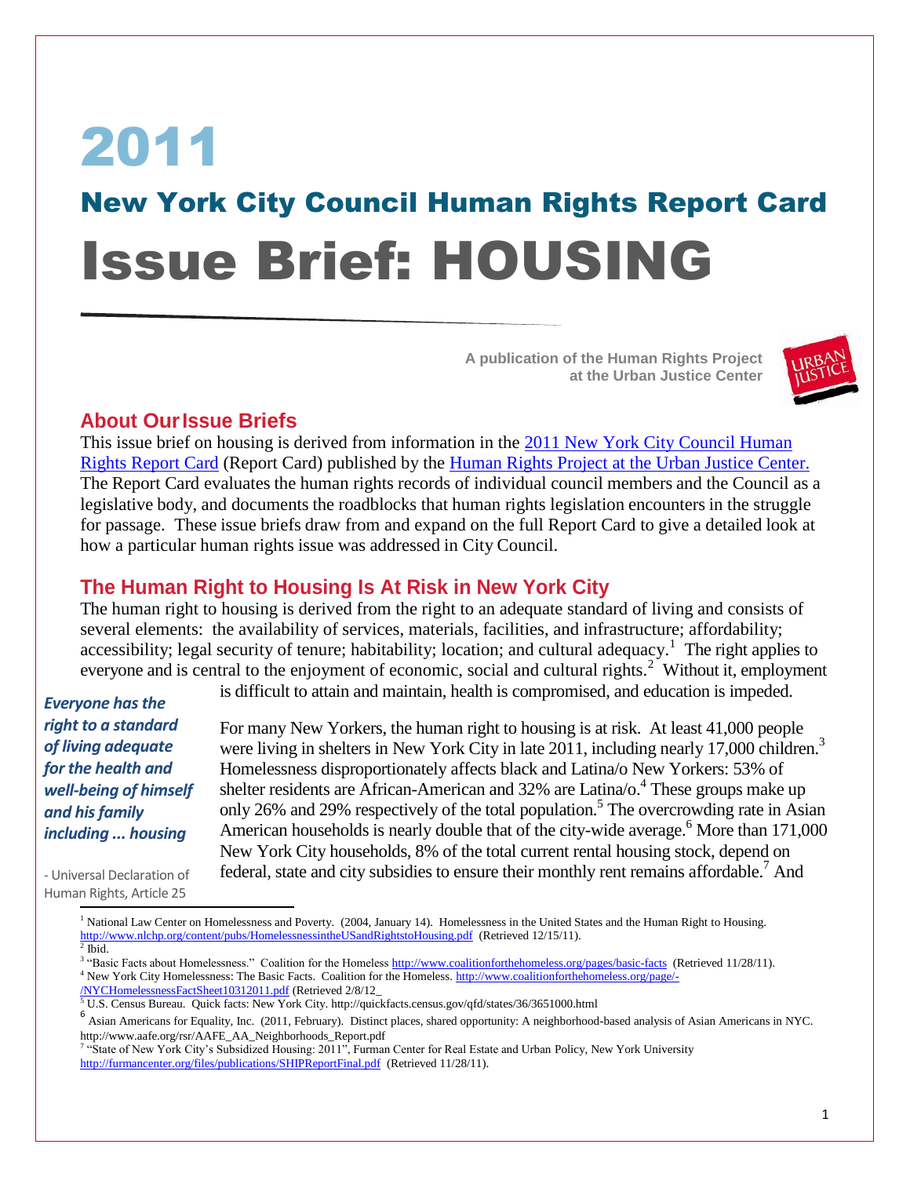# 2011

## New York City Council Human Rights Report Card

# Issue Brief: HOUSING

**A publication of the Human Rights Project at the Urban Justice Center**

## About Our Issue Briefs

This issue brief on housing is derived from information in the 2011 New York City Council Human Rights Report Card (Report Card) published by the Human Rights Project at the Urban Justice Center. The Report Card evaluates the human rights records of individual council members and the Council as a legislative body, and documents the roadblocks that human rights legislation encounters in the struggle for passage. These issue briefs draw from and expand on the full Report Card to give a detailed look at how a particular human rights issue was addressed in City Council.

## The Human Right to Housing Is At Risk in New York City

The human right to housing is derived from the right to an adequate standard of living and consists of several elements: the availability of services, materials, facilities, and infrastructure; affordability; accessibility; legal security of tenure; habitability; location; and cultural adequacy.[1] The right applies to everyone and is central to the enjoyment of economic, social and cultural rights.[2] Without it, employment is difficult to attain and maintain, health is compromised, and education is impeded.

> ***Everyone has the right to a standard of living adequate for the health and well-being of himself and his family including ... housing***
>
> - Universal Declaration of Human Rights, Article 25

For many New Yorkers, the human right to housing is at risk. At least 41,000 people were living in shelters in New York City in late 2011, including nearly 17,000 children.[3] Homelessness disproportionately affects black and Latina/o New Yorkers: 53% of shelter residents are African-American and 32% are Latina/o.[4] These groups make up only 26% and 29% respectively of the total population.[5] The overcrowding rate in Asian American households is nearly double that of the city-wide average.[6] More than 171,000 New York City households, 8% of the total current rental housing stock, depend on federal, state and city subsidies to ensure their monthly rent remains affordable.[7] And

---

[1] National Law Center on Homelessness and Poverty. (2004, January 14). Homelessness in the United States and the Human Right to Housing. http://www.nlchp.org/content/pubs/HomelessnessintheUSandRightstoHousing.pdf (Retrieved 12/15/11).

[2] Ibid.

[3] "Basic Facts about Homelessness." Coalition for the Homeless http://www.coalitionforthehomeless.org/pages/basic-facts (Retrieved 11/28/11).

[4] New York City Homelessness: The Basic Facts. Coalition for the Homeless. http://www.coalitionforthehomeless.org/page/-/NYCHomelessnessFactSheet10312011.pdf (Retrieved 2/8/12_

[5] U.S. Census Bureau. Quick facts: New York City. http://quickfacts.census.gov/qfd/states/36/3651000.html

[6] Asian Americans for Equality, Inc. (2011, February). Distinct places, shared opportunity: A neighborhood-based analysis of Asian Americans in NYC. http://www.aafe.org/rsr/AAFE_AA_Neighborhoods_Report.pdf

[7] "State of New York City's Subsidized Housing: 2011", Furman Center for Real Estate and Urban Policy, New York University http://furmancenter.org/files/publications/SHIPReportFinal.pdf (Retrieved 11/28/11).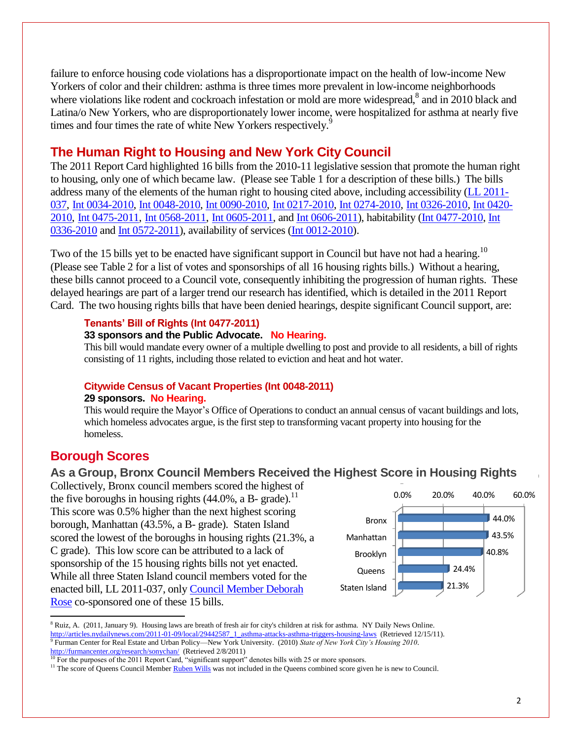failure to enforce housing code violations has a disproportionate impact on the health of low-income New Yorkers of color and their children: asthma is three times more prevalent in low-income neighborhoods where violations like rodent and cockroach infestation or mold are more widespread,[8] and in 2010 black and Latina/o New Yorkers, who are disproportionately lower income, were hospitalized for asthma at nearly five times and four times the rate of white New Yorkers respectively.[9]

## The Human Right to Housing and New York City Council

The 2011 Report Card highlighted 16 bills from the 2010-11 legislative session that promote the human right to housing, only one of which became law. (Please see Table 1 for a description of these bills.) The bills address many of the elements of the human right to housing cited above, including accessibility (LL 2011-037, Int 0034-2010, Int 0048-2010, Int 0090-2010, Int 0217-2010, Int 0274-2010, Int 0326-2010, Int 0420-2010, Int 0475-2011, Int 0568-2011, Int 0605-2011, and Int 0606-2011), habitability (Int 0477-2010, Int 0336-2010 and Int 0572-2011), availability of services (Int 0012-2010).

Two of the 15 bills yet to be enacted have significant support in Council but have not had a hearing.[10] (Please see Table 2 for a list of votes and sponsorships of all 16 housing rights bills.) Without a hearing, these bills cannot proceed to a Council vote, consequently inhibiting the progression of human rights. These delayed hearings are part of a larger trend our research has identified, which is detailed in the 2011 Report Card. The two housing rights bills that have been denied hearings, despite significant Council support, are:

**Tenants' Bill of Rights (Int 0477-2011)**
**33 sponsors and the Public Advocate. No Hearing.**
This bill would mandate every owner of a multiple dwelling to post and provide to all residents, a bill of rights consisting of 11 rights, including those related to eviction and heat and hot water.

**Citywide Census of Vacant Properties (Int 0048-2011)**
**29 sponsors. No Hearing.**
This would require the Mayor's Office of Operations to conduct an annual census of vacant buildings and lots, which homeless advocates argue, is the first step to transforming vacant property into housing for the homeless.

## Borough Scores

### As a Group, Bronx Council Members Received the Highest Score in Housing Rights

Collectively, Bronx council members scored the highest of the five boroughs in housing rights (44.0%, a B- grade).[11] This score was 0.5% higher than the next highest scoring borough, Manhattan (43.5%, a B- grade). Staten Island scored the lowest of the boroughs in housing rights (21.3%, a C grade). This low score can be attributed to a lack of sponsorship of the 15 housing rights bills not yet enacted. While all three Staten Island council members voted for the enacted bill, LL 2011-037, only Council Member Deborah Rose co-sponsored one of these 15 bills.

| Borough | Score |
|---|---|
| Bronx | 44.0% |
| Manhattan | 43.5% |
| Brooklyn | 40.8% |
| Queens | 24.4% |
| Staten Island | 21.3% |

[8] Ruiz, A. (2011, January 9). Housing laws are breath of fresh air for city's children at risk for asthma. NY Daily News Online. http://articles.nydailynews.com/2011-01-09/local/29442587_1_asthma-attacks-asthma-triggers-housing-laws (Retrieved 12/15/11).

[9] Furman Center for Real Estate and Urban Policy—New York University. (2010) *State of New York City's Housing 2010*. http://furmancenter.org/research/sonychan/ (Retrieved 2/8/2011)

[10] For the purposes of the 2011 Report Card, "significant support" denotes bills with 25 or more sponsors.

[11] The score of Queens Council Member Ruben Wills was not included in the Queens combined score given he is new to Council.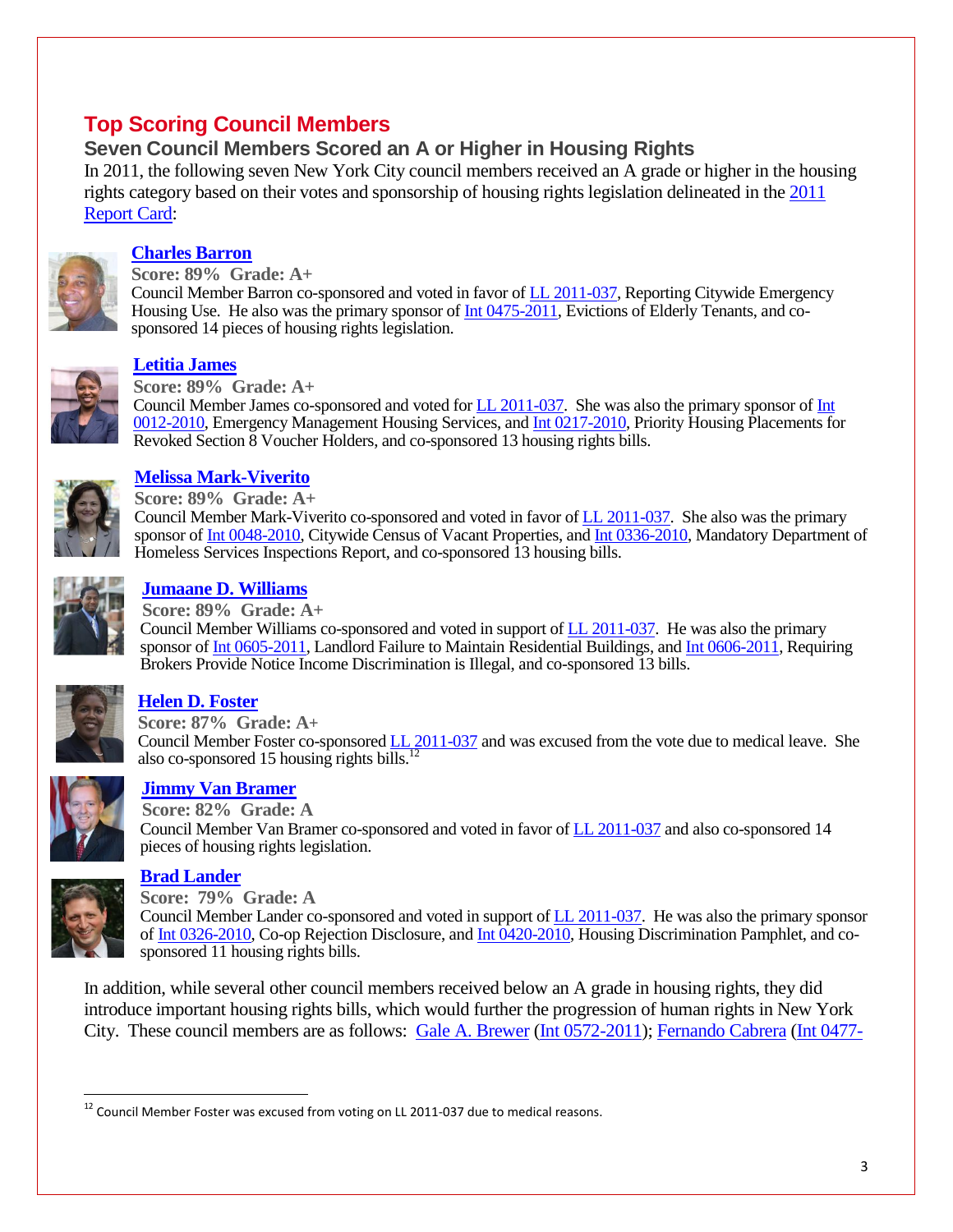# Top Scoring Council Members

## Seven Council Members Scored an A or Higher in Housing Rights

In 2011, the following seven New York City council members received an A grade or higher in the housing rights category based on their votes and sponsorship of housing rights legislation delineated in the 2011 Report Card:

### Charles Barron

**Score: 89% Grade: A+**

Council Member Barron co-sponsored and voted in favor of LL 2011-037, Reporting Citywide Emergency Housing Use. He also was the primary sponsor of Int 0475-2011, Evictions of Elderly Tenants, and co-sponsored 14 pieces of housing rights legislation.

### Letitia James

**Score: 89% Grade: A+**

Council Member James co-sponsored and voted for LL 2011-037. She was also the primary sponsor of Int 0012-2010, Emergency Management Housing Services, and Int 0217-2010, Priority Housing Placements for Revoked Section 8 Voucher Holders, and co-sponsored 13 housing rights bills.

### Melissa Mark-Viverito

**Score: 89% Grade: A+**

Council Member Mark-Viverito co-sponsored and voted in favor of LL 2011-037. She also was the primary sponsor of Int 0048-2010, Citywide Census of Vacant Properties, and Int 0336-2010, Mandatory Department of Homeless Services Inspections Report, and co-sponsored 13 housing bills.

### Jumaane D. Williams

**Score: 89% Grade: A+**

Council Member Williams co-sponsored and voted in support of LL 2011-037. He was also the primary sponsor of Int 0605-2011, Landlord Failure to Maintain Residential Buildings, and Int 0606-2011, Requiring Brokers Provide Notice Income Discrimination is Illegal, and co-sponsored 13 bills.

### Helen D. Foster

**Score: 87% Grade: A+**

Council Member Foster co-sponsored LL 2011-037 and was excused from the vote due to medical leave. She also co-sponsored 15 housing rights bills.[12]

### Jimmy Van Bramer

**Score: 82% Grade: A**

Council Member Van Bramer co-sponsored and voted in favor of LL 2011-037 and also co-sponsored 14 pieces of housing rights legislation.

### Brad Lander

**Score: 79% Grade: A**

Council Member Lander co-sponsored and voted in support of LL 2011-037. He was also the primary sponsor of Int 0326-2010, Co-op Rejection Disclosure, and Int 0420-2010, Housing Discrimination Pamphlet, and co-sponsored 11 housing rights bills.

In addition, while several other council members received below an A grade in housing rights, they did introduce important housing rights bills, which would further the progression of human rights in New York City. These council members are as follows: Gale A. Brewer (Int 0572-2011); Fernando Cabrera (Int 0477-

---

[12] Council Member Foster was excused from voting on LL 2011-037 due to medical reasons.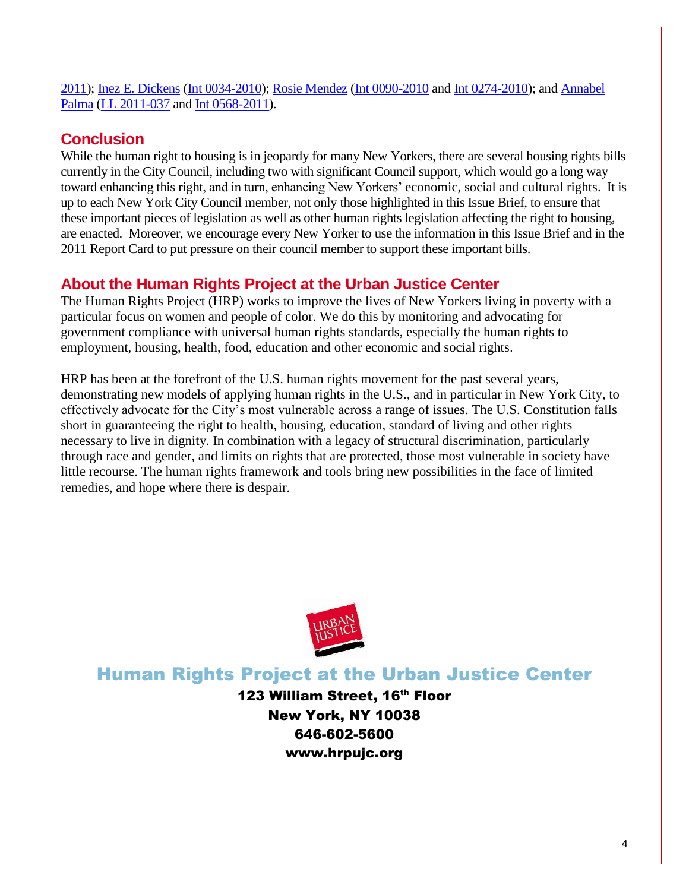2011); Inez E. Dickens (Int 0034-2010); Rosie Mendez (Int 0090-2010 and Int 0274-2010); and Annabel Palma (LL 2011-037 and Int 0568-2011).

## Conclusion

While the human right to housing is in jeopardy for many New Yorkers, there are several housing rights bills currently in the City Council, including two with significant Council support, which would go a long way toward enhancing this right, and in turn, enhancing New Yorkers' economic, social and cultural rights. It is up to each New York City Council member, not only those highlighted in this Issue Brief, to ensure that these important pieces of legislation as well as other human rights legislation affecting the right to housing, are enacted. Moreover, we encourage every New Yorker to use the information in this Issue Brief and in the 2011 Report Card to put pressure on their council member to support these important bills.

## About the Human Rights Project at the Urban Justice Center

The Human Rights Project (HRP) works to improve the lives of New Yorkers living in poverty with a particular focus on women and people of color. We do this by monitoring and advocating for government compliance with universal human rights standards, especially the human rights to employment, housing, health, food, education and other economic and social rights.

HRP has been at the forefront of the U.S. human rights movement for the past several years, demonstrating new models of applying human rights in the U.S., and in particular in New York City, to effectively advocate for the City's most vulnerable across a range of issues. The U.S. Constitution falls short in guaranteeing the right to health, housing, education, standard of living and other rights necessary to live in dignity. In combination with a legacy of structural discrimination, particularly through race and gender, and limits on rights that are protected, those most vulnerable in society have little recourse. The human rights framework and tools bring new possibilities in the face of limited remedies, and hope where there is despair.

URBAN JUSTICE

## Human Rights Project at the Urban Justice Center

**123 William Street, 16th Floor**
**New York, NY 10038**
**646-602-5600**
**www.hrpujc.org**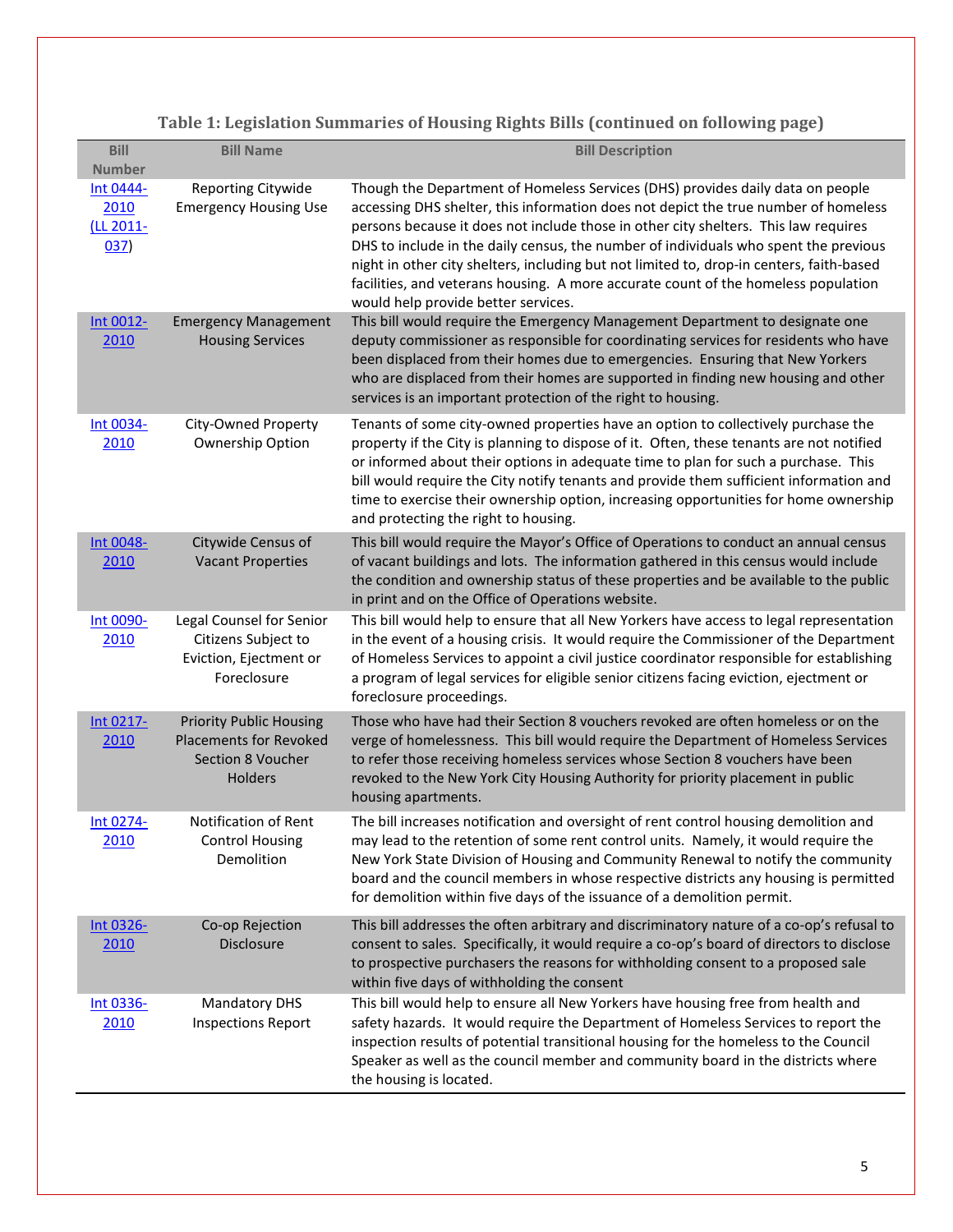**Table 1: Legislation Summaries of Housing Rights Bills (continued on following page)**

| Bill Number | Bill Name | Bill Description |
|---|---|---|
| Int 0444-2010 (LL 2011-037) | Reporting Citywide Emergency Housing Use | Though the Department of Homeless Services (DHS) provides daily data on people accessing DHS shelter, this information does not depict the true number of homeless persons because it does not include those in other city shelters. This law requires DHS to include in the daily census, the number of individuals who spent the previous night in other city shelters, including but not limited to, drop-in centers, faith-based facilities, and veterans housing. A more accurate count of the homeless population would help provide better services. |
| Int 0012-2010 | Emergency Management Housing Services | This bill would require the Emergency Management Department to designate one deputy commissioner as responsible for coordinating services for residents who have been displaced from their homes due to emergencies. Ensuring that New Yorkers who are displaced from their homes are supported in finding new housing and other services is an important protection of the right to housing. |
| Int 0034-2010 | City-Owned Property Ownership Option | Tenants of some city-owned properties have an option to collectively purchase the property if the City is planning to dispose of it. Often, these tenants are not notified or informed about their options in adequate time to plan for such a purchase. This bill would require the City notify tenants and provide them sufficient information and time to exercise their ownership option, increasing opportunities for home ownership and protecting the right to housing. |
| Int 0048-2010 | Citywide Census of Vacant Properties | This bill would require the Mayor's Office of Operations to conduct an annual census of vacant buildings and lots. The information gathered in this census would include the condition and ownership status of these properties and be available to the public in print and on the Office of Operations website. |
| Int 0090-2010 | Legal Counsel for Senior Citizens Subject to Eviction, Ejectment or Foreclosure | This bill would help to ensure that all New Yorkers have access to legal representation in the event of a housing crisis. It would require the Commissioner of the Department of Homeless Services to appoint a civil justice coordinator responsible for establishing a program of legal services for eligible senior citizens facing eviction, ejectment or foreclosure proceedings. |
| Int 0217-2010 | Priority Public Housing Placements for Revoked Section 8 Voucher Holders | Those who have had their Section 8 vouchers revoked are often homeless or on the verge of homelessness. This bill would require the Department of Homeless Services to refer those receiving homeless services whose Section 8 vouchers have been revoked to the New York City Housing Authority for priority placement in public housing apartments. |
| Int 0274-2010 | Notification of Rent Control Housing Demolition | The bill increases notification and oversight of rent control housing demolition and may lead to the retention of some rent control units. Namely, it would require the New York State Division of Housing and Community Renewal to notify the community board and the council members in whose respective districts any housing is permitted for demolition within five days of the issuance of a demolition permit. |
| Int 0326-2010 | Co-op Rejection Disclosure | This bill addresses the often arbitrary and discriminatory nature of a co-op's refusal to consent to sales. Specifically, it would require a co-op's board of directors to disclose to prospective purchasers the reasons for withholding consent to a proposed sale within five days of withholding the consent |
| Int 0336-2010 | Mandatory DHS Inspections Report | This bill would help to ensure all New Yorkers have housing free from health and safety hazards. It would require the Department of Homeless Services to report the inspection results of potential transitional housing for the homeless to the Council Speaker as well as the council member and community board in the districts where the housing is located. |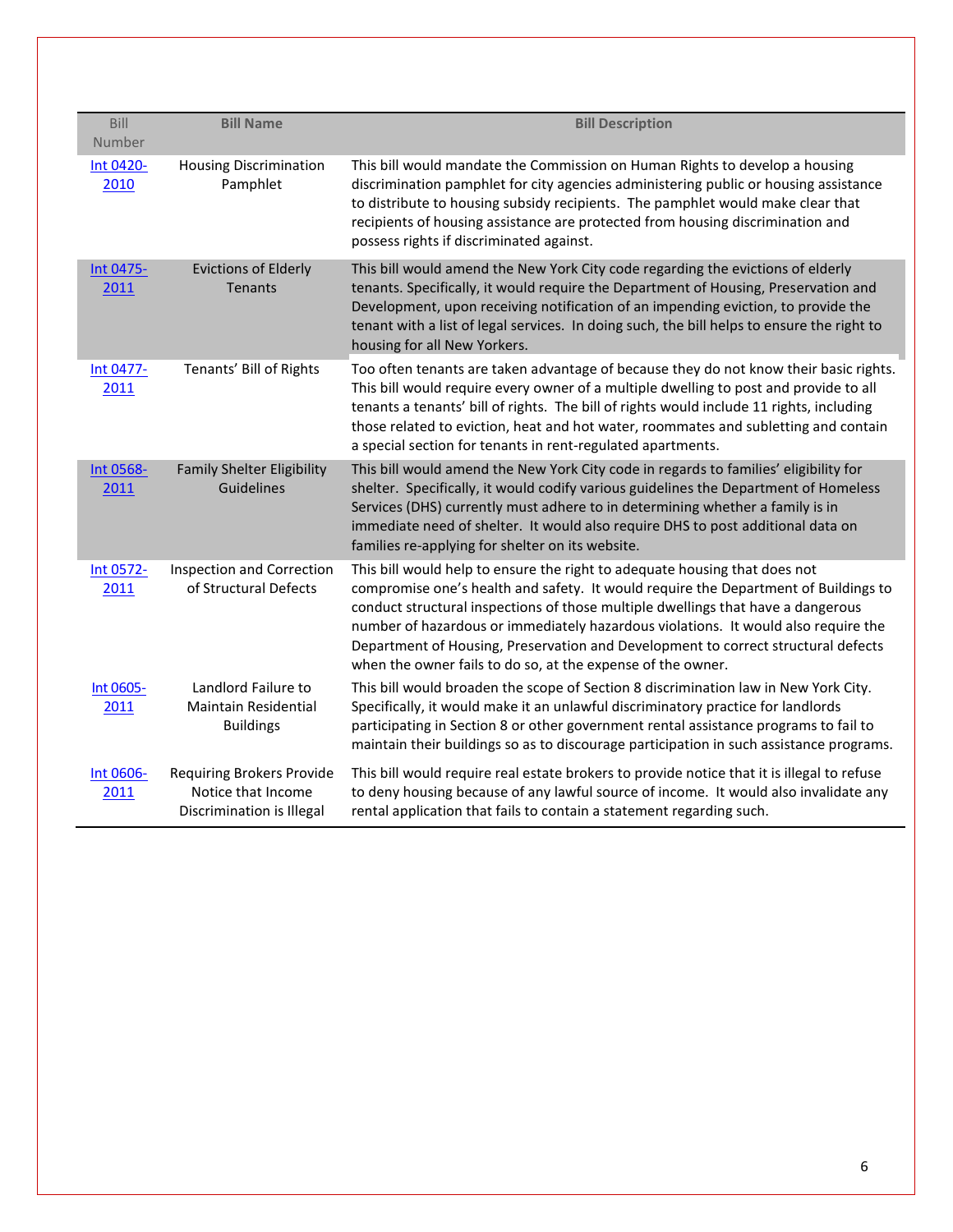| Bill Number | Bill Name | Bill Description |
|---|---|---|
| Int 0420-2010 | Housing Discrimination Pamphlet | This bill would mandate the Commission on Human Rights to develop a housing discrimination pamphlet for city agencies administering public or housing assistance to distribute to housing subsidy recipients. The pamphlet would make clear that recipients of housing assistance are protected from housing discrimination and possess rights if discriminated against. |
| Int 0475-2011 | Evictions of Elderly Tenants | This bill would amend the New York City code regarding the evictions of elderly tenants. Specifically, it would require the Department of Housing, Preservation and Development, upon receiving notification of an impending eviction, to provide the tenant with a list of legal services. In doing such, the bill helps to ensure the right to housing for all New Yorkers. |
| Int 0477-2011 | Tenants' Bill of Rights | Too often tenants are taken advantage of because they do not know their basic rights. This bill would require every owner of a multiple dwelling to post and provide to all tenants a tenants' bill of rights. The bill of rights would include 11 rights, including those related to eviction, heat and hot water, roommates and subletting and contain a special section for tenants in rent-regulated apartments. |
| Int 0568-2011 | Family Shelter Eligibility Guidelines | This bill would amend the New York City code in regards to families' eligibility for shelter. Specifically, it would codify various guidelines the Department of Homeless Services (DHS) currently must adhere to in determining whether a family is in immediate need of shelter. It would also require DHS to post additional data on families re-applying for shelter on its website. |
| Int 0572-2011 | Inspection and Correction of Structural Defects | This bill would help to ensure the right to adequate housing that does not compromise one's health and safety. It would require the Department of Buildings to conduct structural inspections of those multiple dwellings that have a dangerous number of hazardous or immediately hazardous violations. It would also require the Department of Housing, Preservation and Development to correct structural defects when the owner fails to do so, at the expense of the owner. |
| Int 0605-2011 | Landlord Failure to Maintain Residential Buildings | This bill would broaden the scope of Section 8 discrimination law in New York City. Specifically, it would make it an unlawful discriminatory practice for landlords participating in Section 8 or other government rental assistance programs to fail to maintain their buildings so as to discourage participation in such assistance programs. |
| Int 0606-2011 | Requiring Brokers Provide Notice that Income Discrimination is Illegal | This bill would require real estate brokers to provide notice that it is illegal to refuse to deny housing because of any lawful source of income. It would also invalidate any rental application that fails to contain a statement regarding such. |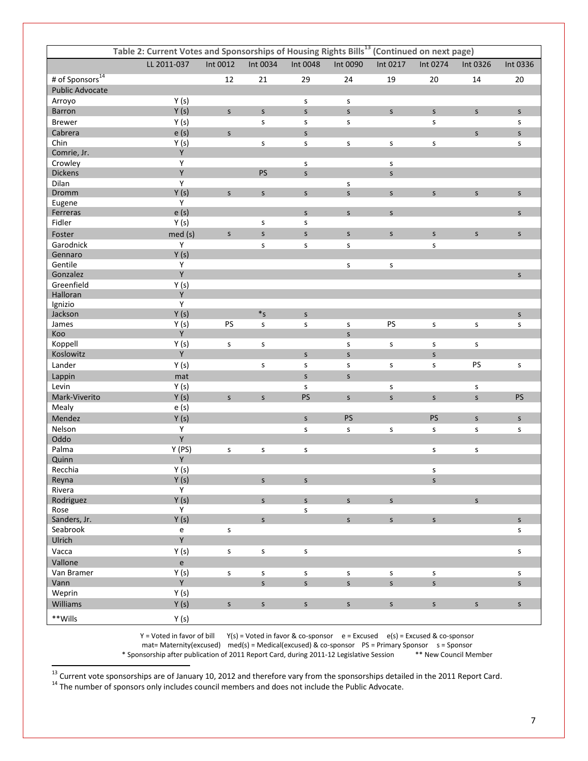| Table 2: Current Votes and Sponsorships of Housing Rights Bills[13] (Continued on next page) | | | | | | | | | |
|---|---|---|---|---|---|---|---|---|---|
| | LL 2011-037 | Int 0012 | Int 0034 | Int 0048 | Int 0090 | Int 0217 | Int 0274 | Int 0326 | Int 0336 |
| # of Sponsors[14] | | 12 | 21 | 29 | 24 | 19 | 20 | 14 | 20 |
| Public Advocate | | | | | | | | | |
| Arroyo | Y (s) | | | s | s | | | | |
| Barron | Y (s) | s | s | s | s | s | s | s | s |
| Brewer | Y (s) | | s | s | s | | s | | s |
| Cabrera | e (s) | s | | s | | | | s | s |
| Chin | Y (s) | | s | s | s | s | s | | s |
| Comrie, Jr. | Y | | | | | | | | |
| Crowley | Y | | | s | | s | | | |
| Dickens | Y | | PS | s | | s | | | |
| Dilan | Y | | | | s | | | | |
| Dromm | Y (s) | s | s | s | s | s | s | s | s |
| Eugene | Y | | | | | | | | |
| Ferreras | e (s) | | | s | s | s | | | s |
| Fidler | Y (s) | | s | s | | | | | |
| Foster | med (s) | s | s | s | s | s | s | s | s |
| Garodnick | Y | | s | s | s | | s | | |
| Gennaro | Y (s) | | | | | | | | |
| Gentile | Y | | | | s | s | | | |
| Gonzalez | Y | | | | | | | | s |
| Greenfield | Y (s) | | | | | | | | |
| Halloran | Y | | | | | | | | |
| Ignizio | Y | | | | | | | | |
| Jackson | Y (s) | | *s | s | | | | | s |
| James | Y (s) | PS | s | s | s | PS | s | s | s |
| Koo | Y | | | | s | | | | |
| Koppell | Y (s) | s | s | | s | s | s | s | |
| Koslowitz | Y | | | s | s | | s | | |
| Lander | Y (s) | | s | s | s | s | s | PS | s |
| Lappin | mat | | | s | s | | | | |
| Levin | Y (s) | | | s | | s | | s | |
| Mark-Viverito | Y (s) | s | s | PS | s | s | s | s | PS |
| Mealy | e (s) | | | | | | | | |
| Mendez | Y (s) | | | s | PS | | PS | s | s |
| Nelson | Y | | | s | s | s | s | s | s |
| Oddo | Y | | | | | | | | |
| Palma | Y (PS) | s | s | s | | | s | s | |
| Quinn | Y | | | | | | | | |
| Recchia | Y (s) | | | | | | s | | |
| Reyna | Y (s) | | s | s | | | s | | |
| Rivera | Y | | | | | | | | |
| Rodriguez | Y (s) | | s | s | s | s | | s | |
| Rose | Y | | | s | | | | | |
| Sanders, Jr. | Y (s) | | s | | s | s | s | | s |
| Seabrook | e | s | | | | | | | s |
| Ulrich | Y | | | | | | | | |
| Vacca | Y (s) | s | s | s | | | | | s |
| Vallone | e | | | | | | | | |
| Van Bramer | Y (s) | s | s | s | s | s | s | | s |
| Vann | Y | | s | s | s | s | s | | s |
| Weprin | Y (s) | | | | | | | | |
| Williams | Y (s) | s | s | s | s | s | s | s | s |
| **Wills | Y (s) | | | | | | | | |

Y = Voted in favor of bill Y(s) = Voted in favor & co-sponsor e = Excused e(s) = Excused & co-sponsor
mat= Maternity(excused) med(s) = Medical(excused) & co-sponsor PS = Primary Sponsor s = Sponsor
* Sponsorship after publication of 2011 Report Card, during 2011-12 Legislative Session ** New Council Member

[13] Current vote sponsorships are of January 10, 2012 and therefore vary from the sponsorships detailed in the 2011 Report Card.
[14] The number of sponsors only includes council members and does not include the Public Advocate.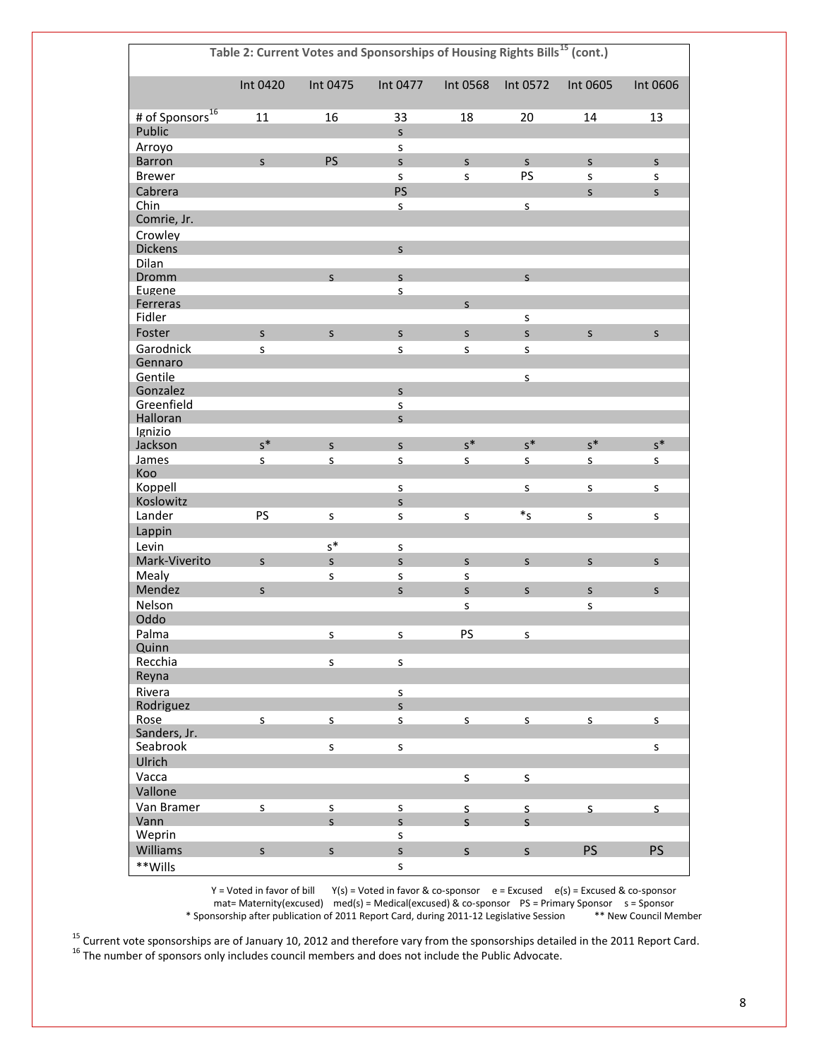**Table 2: Current Votes and Sponsorships of Housing Rights Bills[15] (cont.)**

| | Int 0420 | Int 0475 | Int 0477 | Int 0568 | Int 0572 | Int 0605 | Int 0606 |
|---|---|---|---|---|---|---|---|
| # of Sponsors[16] | 11 | 16 | 33 | 18 | 20 | 14 | 13 |
| Public | | | s | | | | |
| Arroyo | | | s | | | | |
| Barron | s | PS | s | s | s | s | s |
| Brewer | | | s | s | PS | s | s |
| Cabrera | | | PS | | | s | s |
| Chin | | | s | | s | | |
| Comrie, Jr. | | | | | | | |
| Crowley | | | | | | | |
| Dickens | | | s | | | | |
| Dilan | | | | | | | |
| Dromm | | s | s | | s | | |
| Eugene | | | s | | | | |
| Ferreras | | | | s | | | |
| Fidler | | | | | s | | |
| Foster | s | s | s | s | s | s | s |
| Garodnick | s | | s | s | s | | |
| Gennaro | | | | | | | |
| Gentile | | | | | s | | |
| Gonzalez | | | s | | | | |
| Greenfield | | | s | | | | |
| Halloran | | | s | | | | |
| Ignizio | | | | | | | |
| Jackson | s* | s | s | s* | s* | s* | s* |
| James | s | s | s | s | s | s | s |
| Koo | | | | | | | |
| Koppell | | | s | | s | s | s |
| Koslowitz | | | s | | | | |
| Lander | PS | s | s | s | *s | s | s |
| Lappin | | | | | | | |
| Levin | | s* | s | | | | |
| Mark-Viverito | s | s | s | s | s | s | s |
| Mealy | | s | s | s | | | |
| Mendez | s | | s | s | s | s | s |
| Nelson | | | | s | | s | |
| Oddo | | | | | | | |
| Palma | | s | s | PS | s | | |
| Quinn | | | | | | | |
| Recchia | | s | s | | | | |
| Reyna | | | | | | | |
| Rivera | | | s | | | | |
| Rodriguez | | | s | | | | |
| Rose | s | s | s | s | s | s | s |
| Sanders, Jr. | | | | | | | |
| Seabrook | | s | s | | | | s |
| Ulrich | | | | | | | |
| Vacca | | | | s | s | | |
| Vallone | | | | | | | |
| Van Bramer | s | s | s | s | s | s | s |
| Vann | | s | s | s | s | | |
| Weprin | | | s | | | | |
| Williams | s | s | s | s | s | PS | PS |
| **Wills | | | s | | | | |

Y = Voted in favor of bill  Y(s) = Voted in favor & co-sponsor  e = Excused  e(s) = Excused & co-sponsor
mat= Maternity(excused)  med(s) = Medical(excused) & co-sponsor  PS = Primary Sponsor  s = Sponsor
* Sponsorship after publication of 2011 Report Card, during 2011-12 Legislative Session  ** New Council Member

[15] Current vote sponsorships are of January 10, 2012 and therefore vary from the sponsorships detailed in the 2011 Report Card.
[16] The number of sponsors only includes council members and does not include the Public Advocate.